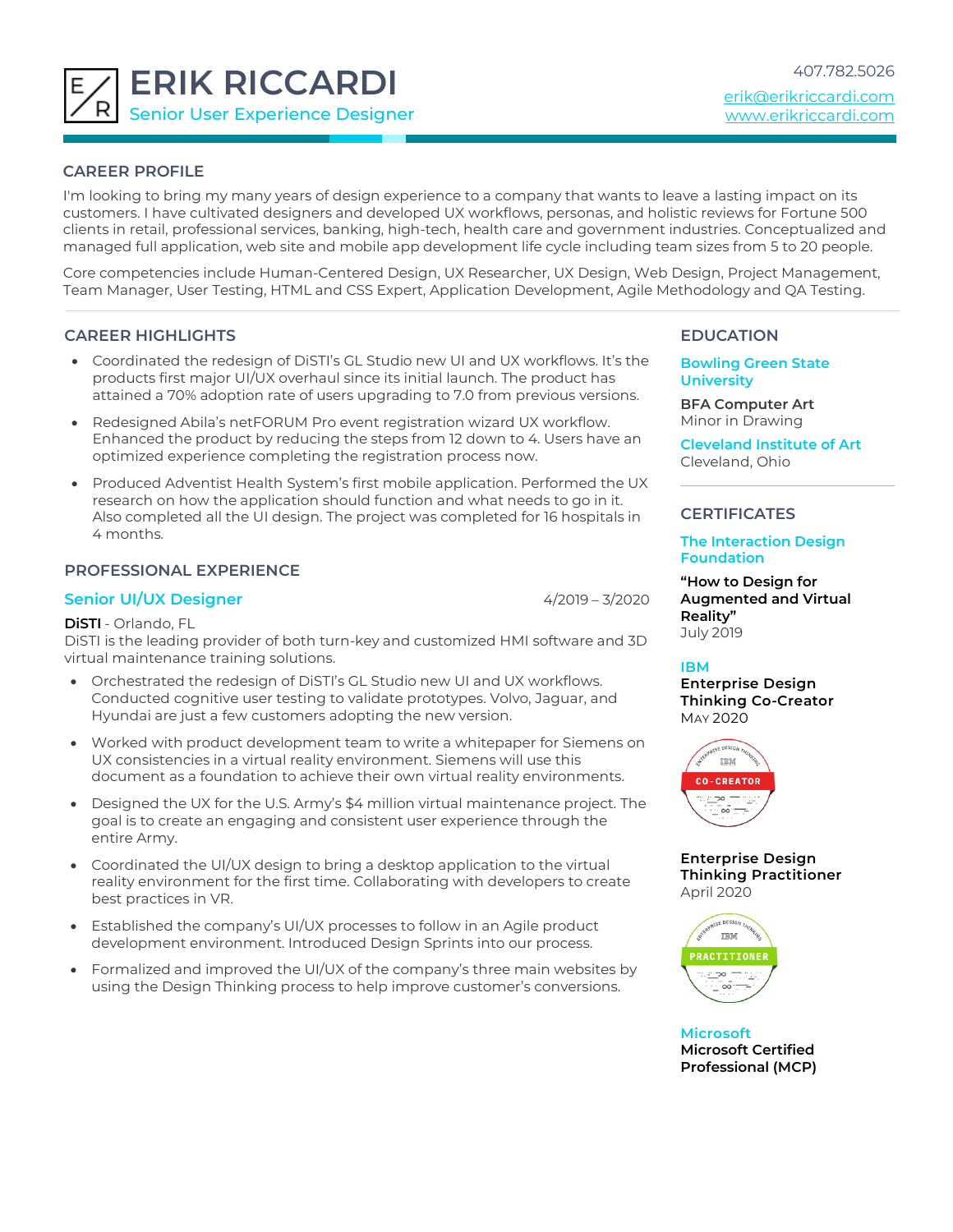# ERIK RICCARDI

Senior User Experience Designer

407.782.5026
erik@erikriccardi.com
www.erikriccardi.com

## CAREER PROFILE

I'm looking to bring my many years of design experience to a company that wants to leave a lasting impact on its customers. I have cultivated designers and developed UX workflows, personas, and holistic reviews for Fortune 500 clients in retail, professional services, banking, high-tech, health care and government industries. Conceptualized and managed full application, web site and mobile app development life cycle including team sizes from 5 to 20 people.

Core competencies include Human-Centered Design, UX Researcher, UX Design, Web Design, Project Management, Team Manager, User Testing, HTML and CSS Expert, Application Development, Agile Methodology and QA Testing.

## CAREER HIGHLIGHTS

- Coordinated the redesign of DiSTI's GL Studio new UI and UX workflows. It's the products first major UI/UX overhaul since its initial launch. The product has attained a 70% adoption rate of users upgrading to 7.0 from previous versions.
- Redesigned Abila's netFORUM Pro event registration wizard UX workflow. Enhanced the product by reducing the steps from 12 down to 4. Users have an optimized experience completing the registration process now.
- Produced Adventist Health System's first mobile application. Performed the UX research on how the application should function and what needs to go in it. Also completed all the UI design. The project was completed for 16 hospitals in 4 months.

## PROFESSIONAL EXPERIENCE

### Senior UI/UX Designer — 4/2019 – 3/2020

**DiSTI** - Orlando, FL
DiSTI is the leading provider of both turn-key and customized HMI software and 3D virtual maintenance training solutions.

- Orchestrated the redesign of DiSTI's GL Studio new UI and UX workflows. Conducted cognitive user testing to validate prototypes. Volvo, Jaguar, and Hyundai are just a few customers adopting the new version.
- Worked with product development team to write a whitepaper for Siemens on UX consistencies in a virtual reality environment. Siemens will use this document as a foundation to achieve their own virtual reality environments.
- Designed the UX for the U.S. Army's $4 million virtual maintenance project. The goal is to create an engaging and consistent user experience through the entire Army.
- Coordinated the UI/UX design to bring a desktop application to the virtual reality environment for the first time. Collaborating with developers to create best practices in VR.
- Established the company's UI/UX processes to follow in an Agile product development environment. Introduced Design Sprints into our process.
- Formalized and improved the UI/UX of the company's three main websites by using the Design Thinking process to help improve customer's conversions.

## EDUCATION

**Bowling Green State University**

**BFA Computer Art**
Minor in Drawing

**Cleveland Institute of Art**
Cleveland, Ohio

## CERTIFICATES

**The Interaction Design Foundation**

**"How to Design for Augmented and Virtual Reality"**
July 2019

**IBM**

**Enterprise Design Thinking Co-Creator**
May 2020

**Enterprise Design Thinking Practitioner**
April 2020

**Microsoft**

**Microsoft Certified Professional (MCP)**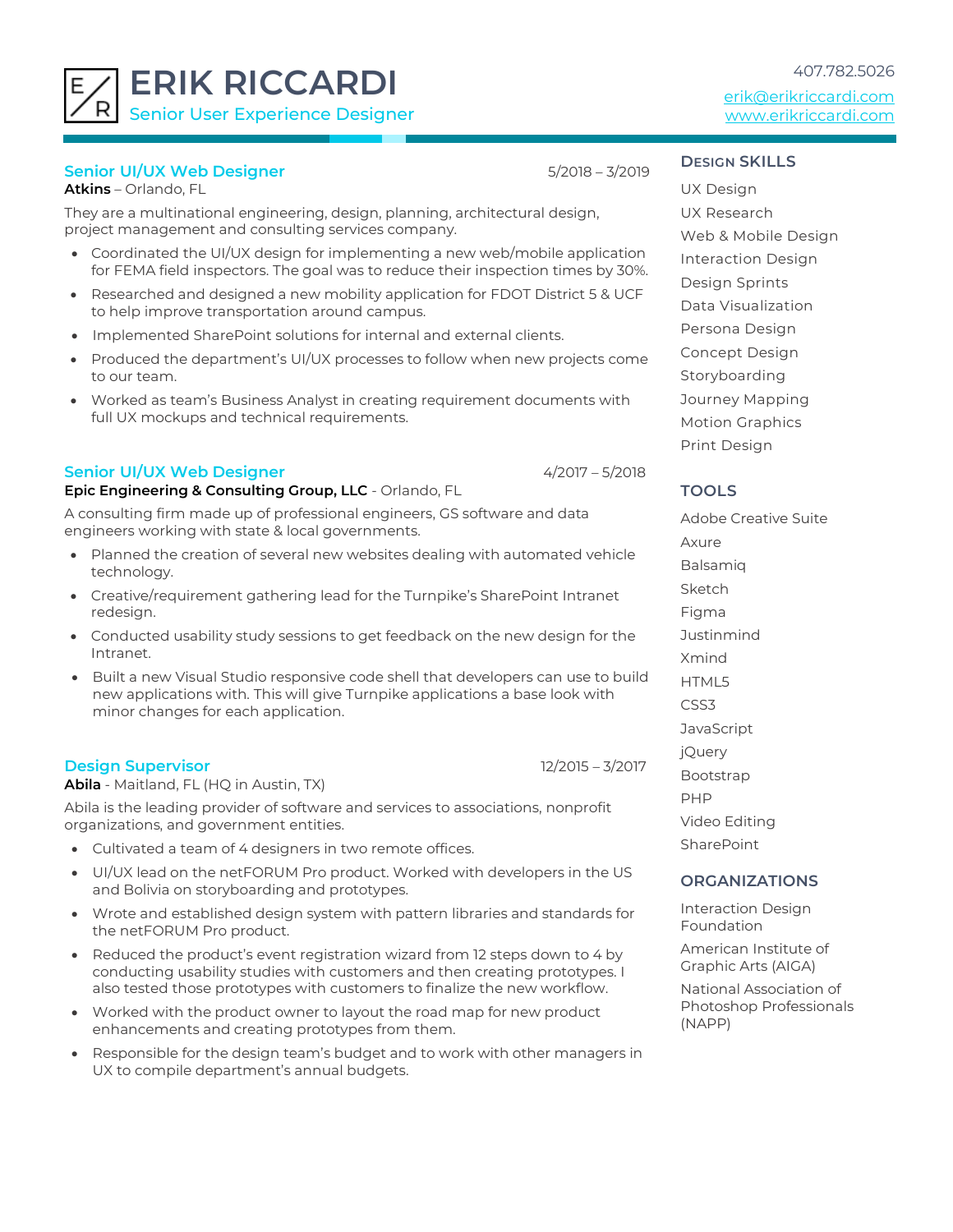# ERIK RICCARDI

Senior User Experience Designer

407.782.5026
erik@erikriccardi.com
www.erikriccardi.com

### Senior UI/UX Web Designer
**Atkins** – Orlando, FL | 5/2018 – 3/2019

They are a multinational engineering, design, planning, architectural design, project management and consulting services company.

- Coordinated the UI/UX design for implementing a new web/mobile application for FEMA field inspectors. The goal was to reduce their inspection times by 30%.
- Researched and designed a new mobility application for FDOT District 5 & UCF to help improve transportation around campus.
- Implemented SharePoint solutions for internal and external clients.
- Produced the department's UI/UX processes to follow when new projects come to our team.
- Worked as team's Business Analyst in creating requirement documents with full UX mockups and technical requirements.

### Senior UI/UX Web Designer
**Epic Engineering & Consulting Group, LLC** - Orlando, FL | 4/2017 – 5/2018

A consulting firm made up of professional engineers, GS software and data engineers working with state & local governments.

- Planned the creation of several new websites dealing with automated vehicle technology.
- Creative/requirement gathering lead for the Turnpike's SharePoint Intranet redesign.
- Conducted usability study sessions to get feedback on the new design for the Intranet.
- Built a new Visual Studio responsive code shell that developers can use to build new applications with. This will give Turnpike applications a base look with minor changes for each application.

### Design Supervisor
**Abila** - Maitland, FL (HQ in Austin, TX) | 12/2015 – 3/2017

Abila is the leading provider of software and services to associations, nonprofit organizations, and government entities.

- Cultivated a team of 4 designers in two remote offices.
- UI/UX lead on the netFORUM Pro product. Worked with developers in the US and Bolivia on storyboarding and prototypes.
- Wrote and established design system with pattern libraries and standards for the netFORUM Pro product.
- Reduced the product's event registration wizard from 12 steps down to 4 by conducting usability studies with customers and then creating prototypes. I also tested those prototypes with customers to finalize the new workflow.
- Worked with the product owner to layout the road map for new product enhancements and creating prototypes from them.
- Responsible for the design team's budget and to work with other managers in UX to compile department's annual budgets.

## Design Skills

- UX Design
- UX Research
- Web & Mobile Design
- Interaction Design
- Design Sprints
- Data Visualization
- Persona Design
- Concept Design
- Storyboarding
- Journey Mapping
- Motion Graphics
- Print Design

## TOOLS

- Adobe Creative Suite
- Axure
- Balsamiq
- Sketch
- Figma
- Justinmind
- Xmind
- HTML5
- CSS3
- JavaScript
- jQuery
- Bootstrap
- PHP
- Video Editing
- SharePoint

## ORGANIZATIONS

- Interaction Design Foundation
- American Institute of Graphic Arts (AIGA)
- National Association of Photoshop Professionals (NAPP)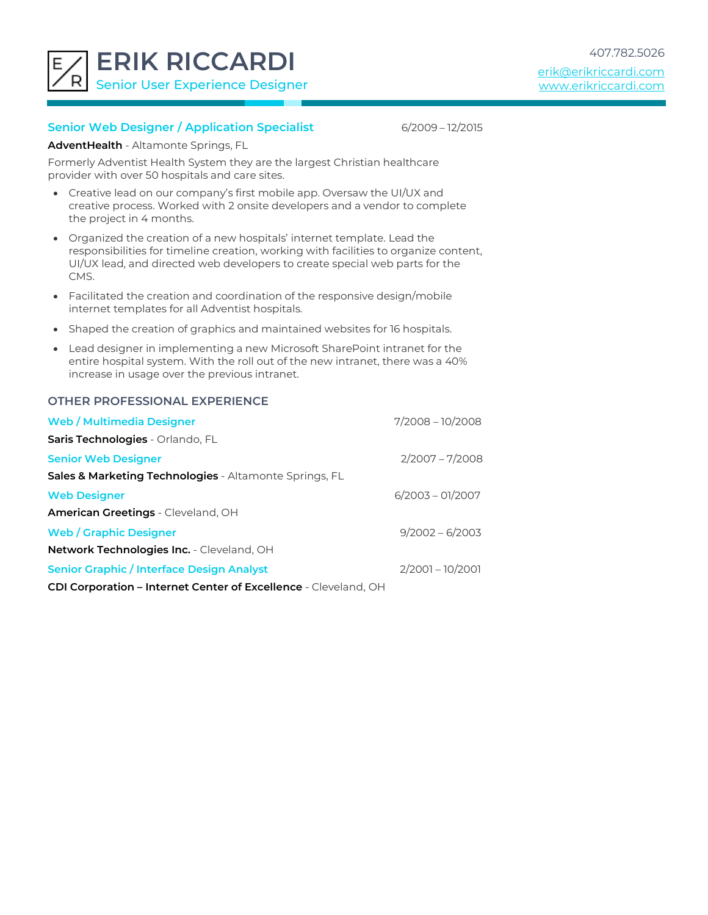# ERIK RICCARDI

Senior User Experience Designer

407.782.5026
erik@erikriccardi.com
www.erikriccardi.com

### Senior Web Designer / Application Specialist

6/2009 – 12/2015

**AdventHealth** - Altamonte Springs, FL

Formerly Adventist Health System they are the largest Christian healthcare provider with over 50 hospitals and care sites.

- Creative lead on our company's first mobile app. Oversaw the UI/UX and creative process. Worked with 2 onsite developers and a vendor to complete the project in 4 months.
- Organized the creation of a new hospitals' internet template. Lead the responsibilities for timeline creation, working with facilities to organize content, UI/UX lead, and directed web developers to create special web parts for the CMS.
- Facilitated the creation and coordination of the responsive design/mobile internet templates for all Adventist hospitals.
- Shaped the creation of graphics and maintained websites for 16 hospitals.
- Lead designer in implementing a new Microsoft SharePoint intranet for the entire hospital system. With the roll out of the new intranet, there was a 40% increase in usage over the previous intranet.

## OTHER PROFESSIONAL EXPERIENCE

### Web / Multimedia Designer

7/2008 – 10/2008

**Saris Technologies** - Orlando, FL

### Senior Web Designer

2/2007 – 7/2008

**Sales & Marketing Technologies** - Altamonte Springs, FL

### Web Designer

6/2003 – 01/2007

**American Greetings** - Cleveland, OH

### Web / Graphic Designer

9/2002 – 6/2003

**Network Technologies Inc.** - Cleveland, OH

### Senior Graphic / Interface Design Analyst

2/2001 – 10/2001

**CDI Corporation – Internet Center of Excellence** - Cleveland, OH